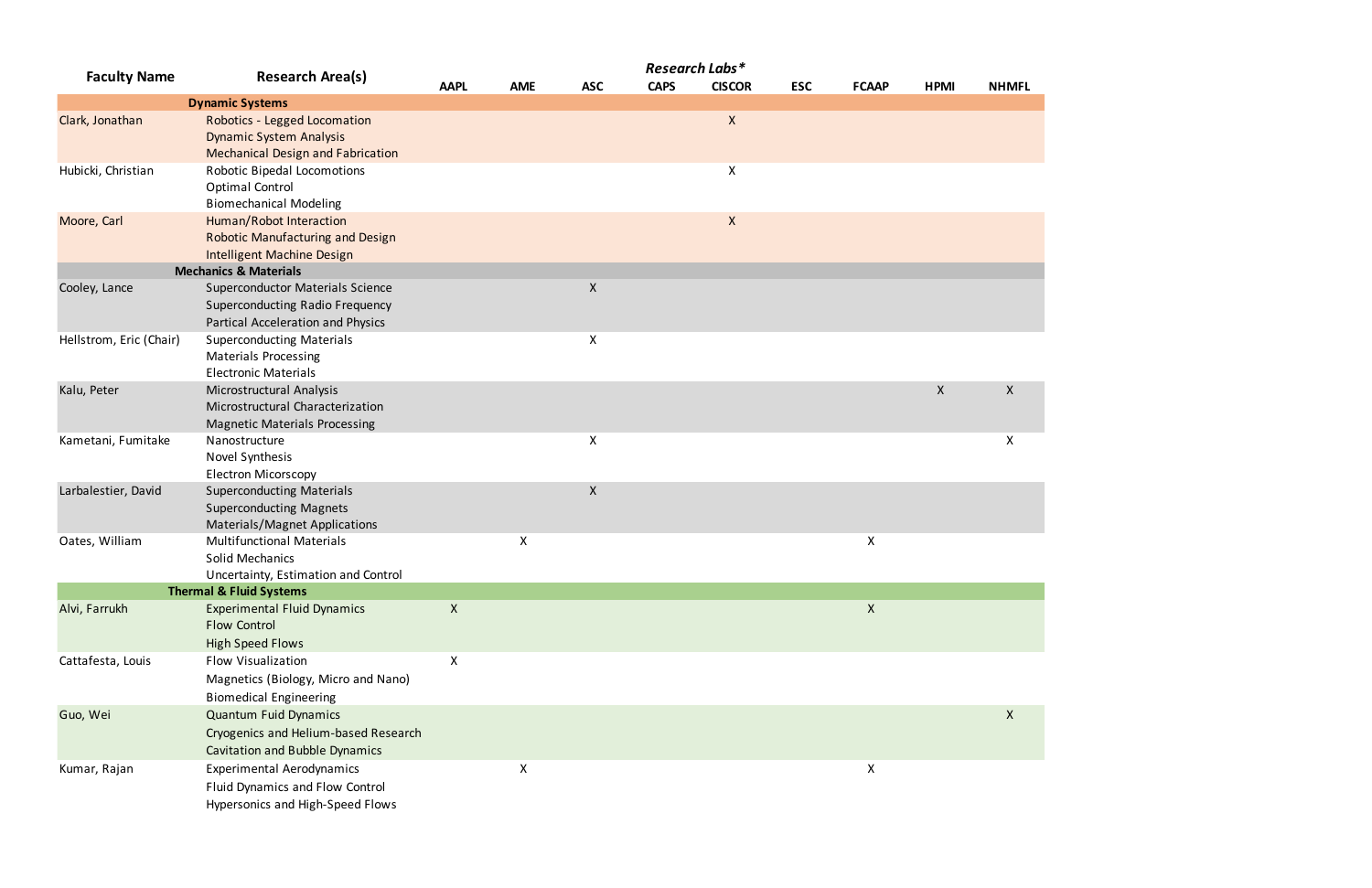| Faculty Name | Research Area(s) | *Research Labs** | | | | | | | | |
|---|---|---|---|---|---|---|---|---|---|---|
| | | AAPL | AME | ASC | CAPS | CISCOR | ESC | FCAAP | HPMI | NHMFL |
| **Dynamic Systems** | | | | | | | | | | |
| Clark, Jonathan | Robotics - Legged Locomation<br>Dynamic System Analysis<br>Mechanical Design and Fabrication | | | | | X | | | | |
| Hubicki, Christian | Robotic Bipedal Locomotions<br>Optimal Control<br>Biomechanical Modeling | | | | | X | | | | |
| Moore, Carl | Human/Robot Interaction<br>Robotic Manufacturing and Design<br>Intelligent Machine Design | | | | | X | | | | |
| **Mechanics & Materials** | | | | | | | | | | |
| Cooley, Lance | Superconductor Materials Science<br>Superconducting Radio Frequency<br>Partical Acceleration and Physics | | | X | | | | | | |
| Hellstrom, Eric (Chair) | Superconducting Materials<br>Materials Processing<br>Electronic Materials | | | X | | | | | | |
| Kalu, Peter | Microstructural Analysis<br>Microstructural Characterization<br>Magnetic Materials Processing | | | | | | | | X | X |
| Kametani, Fumitake | Nanostructure<br>Novel Synthesis<br>Electron Micorscopy | | | X | | | | | | X |
| Larbalestier, David | Superconducting Materials<br>Superconducting Magnets<br>Materials/Magnet Applications | | | X | | | | | | |
| Oates, William | Multifunctional Materials<br>Solid Mechanics<br>Uncertainty, Estimation and Control | | X | | | | | X | | |
| **Thermal & Fluid Systems** | | | | | | | | | | |
| Alvi, Farrukh | Experimental Fluid Dynamics<br>Flow Control<br>High Speed Flows | X | | | | | | X | | |
| Cattafesta, Louis | Flow Visualization<br>Magnetics (Biology, Micro and Nano)<br>Biomedical Engineering | X | | | | | | | | |
| Guo, Wei | Quantum Fuid Dynamics<br>Cryogenics and Helium-based Research<br>Cavitation and Bubble Dynamics | | | | | | | | | X |
| Kumar, Rajan | Experimental Aerodynamics<br>Fluid Dynamics and Flow Control<br>Hypersonics and High-Speed Flows | | X | | | | | X | | |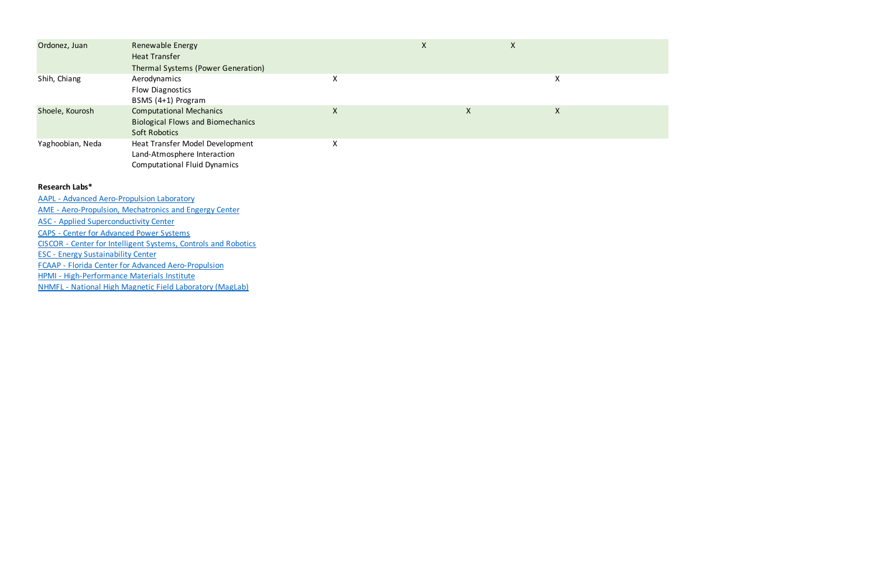| | | | | | | | |
|---|---|---|---|---|---|---|---|
| Ordonez, Juan | Renewable Energy<br>Heat Transfer<br>Thermal Systems (Power Generation) | | | X | | X | |
| Shih, Chiang | Aerodynamics<br>Flow Diagnostics<br>BSMS (4+1) Program | X | | | | | X |
| Shoele, Kourosh | Computational Mechanics<br>Biological Flows and Biomechanics<br>Soft Robotics | X | | | X | | X |
| Yaghoobian, Neda | Heat Transfer Model Development<br>Land-Atmosphere Interaction<br>Computational Fluid Dynamics | X | | | | | |

**Research Labs***

AAPL - Advanced Aero-Propulsion Laboratory
AME - Aero-Propulsion, Mechatronics and Engergy Center
ASC - Applied Superconductivity Center
CAPS - Center for Advanced Power Systems
CISCOR - Center for Intelligent Systems, Controls and Robotics
ESC - Energy Sustainability Center
FCAAP - Florida Center for Advanced Aero-Propulsion
HPMI - High-Performance Materials Institute
NHMFL - National High Magnetic Field Laboratory (MagLab)